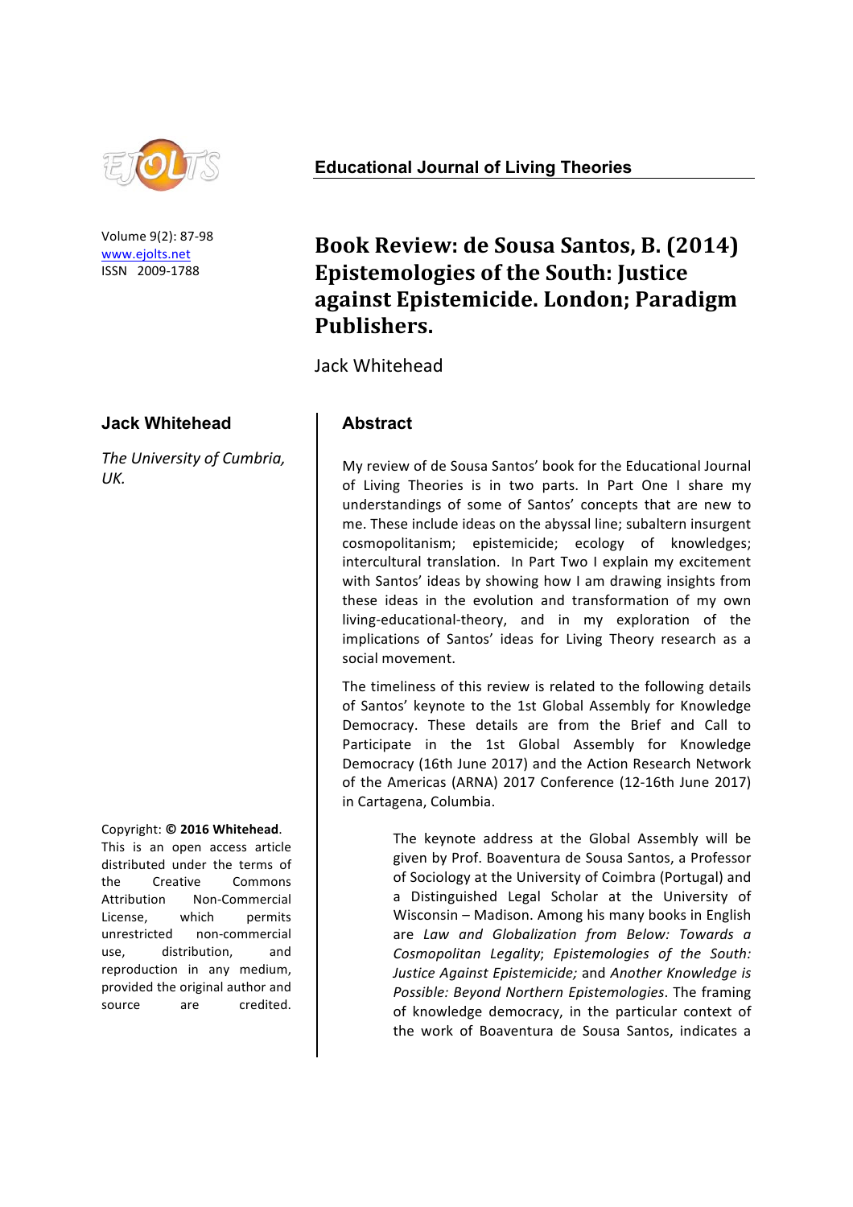Educational Journal of Living Theories

Volume 9(2): 87-98
www.ejolts.net
ISSN 2009-1788

# Book Review: de Sousa Santos, B. (2014) Epistemologies of the South: Justice against Epistemicide. London; Paradigm Publishers.

Jack Whitehead

**Jack Whitehead**

*The University of Cumbria, UK.*

Copyright: **© 2016 Whitehead**. This is an open access article distributed under the terms of the Creative Commons Attribution Non-Commercial License, which permits unrestricted non-commercial use, distribution, and reproduction in any medium, provided the original author and source are credited.

## Abstract

My review of de Sousa Santos' book for the Educational Journal of Living Theories is in two parts. In Part One I share my understandings of some of Santos' concepts that are new to me. These include ideas on the abyssal line; subaltern insurgent cosmopolitanism; epistemicide; ecology of knowledges; intercultural translation. In Part Two I explain my excitement with Santos' ideas by showing how I am drawing insights from these ideas in the evolution and transformation of my own living-educational-theory, and in my exploration of the implications of Santos' ideas for Living Theory research as a social movement.

The timeliness of this review is related to the following details of Santos' keynote to the 1st Global Assembly for Knowledge Democracy. These details are from the Brief and Call to Participate in the 1st Global Assembly for Knowledge Democracy (16th June 2017) and the Action Research Network of the Americas (ARNA) 2017 Conference (12-16th June 2017) in Cartagena, Columbia.

> The keynote address at the Global Assembly will be given by Prof. Boaventura de Sousa Santos, a Professor of Sociology at the University of Coimbra (Portugal) and a Distinguished Legal Scholar at the University of Wisconsin – Madison. Among his many books in English are *Law and Globalization from Below: Towards a Cosmopolitan Legality*; *Epistemologies of the South: Justice Against Epistemicide;* and *Another Knowledge is Possible: Beyond Northern Epistemologies*. The framing of knowledge democracy, in the particular context of the work of Boaventura de Sousa Santos, indicates a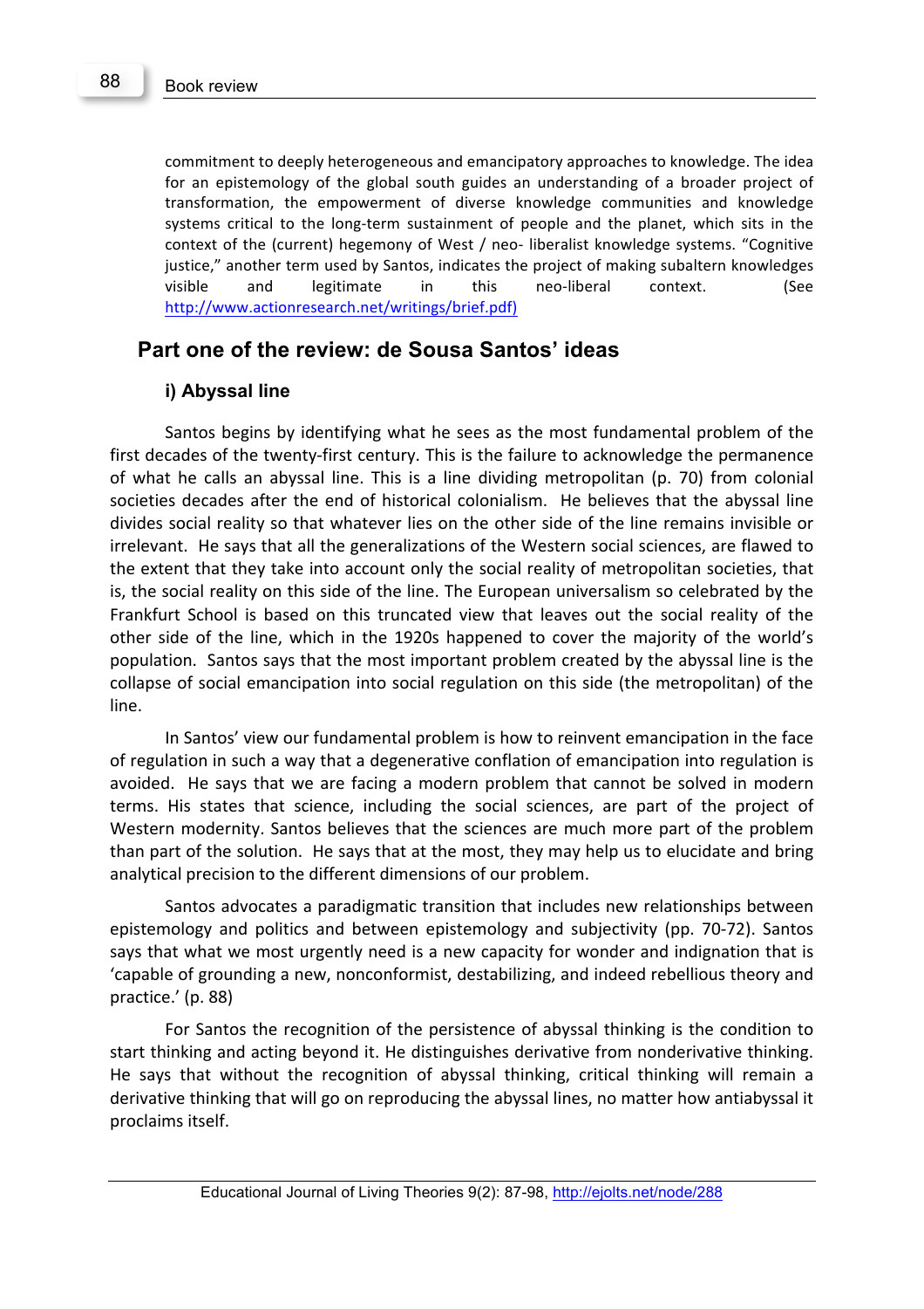commitment to deeply heterogeneous and emancipatory approaches to knowledge. The idea for an epistemology of the global south guides an understanding of a broader project of transformation, the empowerment of diverse knowledge communities and knowledge systems critical to the long-term sustainment of people and the planet, which sits in the context of the (current) hegemony of West / neo- liberalist knowledge systems. "Cognitive justice," another term used by Santos, indicates the project of making subaltern knowledges visible and legitimate in this neo-liberal context. (See http://www.actionresearch.net/writings/brief.pdf)

## Part one of the review: de Sousa Santos' ideas

### i) Abyssal line

Santos begins by identifying what he sees as the most fundamental problem of the first decades of the twenty-first century. This is the failure to acknowledge the permanence of what he calls an abyssal line. This is a line dividing metropolitan (p. 70) from colonial societies decades after the end of historical colonialism. He believes that the abyssal line divides social reality so that whatever lies on the other side of the line remains invisible or irrelevant. He says that all the generalizations of the Western social sciences, are flawed to the extent that they take into account only the social reality of metropolitan societies, that is, the social reality on this side of the line. The European universalism so celebrated by the Frankfurt School is based on this truncated view that leaves out the social reality of the other side of the line, which in the 1920s happened to cover the majority of the world's population. Santos says that the most important problem created by the abyssal line is the collapse of social emancipation into social regulation on this side (the metropolitan) of the line.

In Santos' view our fundamental problem is how to reinvent emancipation in the face of regulation in such a way that a degenerative conflation of emancipation into regulation is avoided. He says that we are facing a modern problem that cannot be solved in modern terms. His states that science, including the social sciences, are part of the project of Western modernity. Santos believes that the sciences are much more part of the problem than part of the solution. He says that at the most, they may help us to elucidate and bring analytical precision to the different dimensions of our problem.

Santos advocates a paradigmatic transition that includes new relationships between epistemology and politics and between epistemology and subjectivity (pp. 70-72). Santos says that what we most urgently need is a new capacity for wonder and indignation that is 'capable of grounding a new, nonconformist, destabilizing, and indeed rebellious theory and practice.' (p. 88)

For Santos the recognition of the persistence of abyssal thinking is the condition to start thinking and acting beyond it. He distinguishes derivative from nonderivative thinking. He says that without the recognition of abyssal thinking, critical thinking will remain a derivative thinking that will go on reproducing the abyssal lines, no matter how antiabyssal it proclaims itself.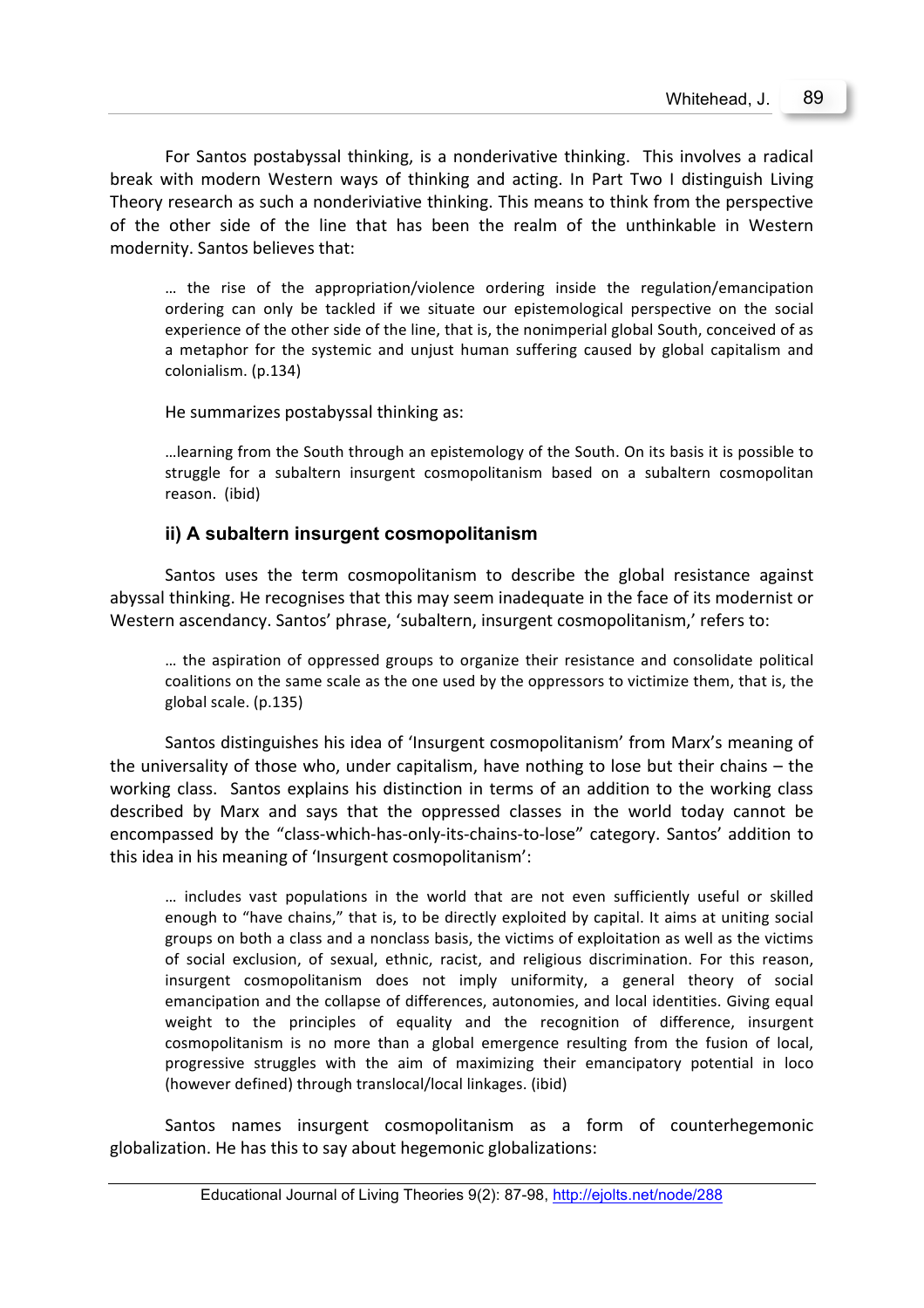For Santos postabyssal thinking, is a nonderivative thinking. This involves a radical break with modern Western ways of thinking and acting. In Part Two I distinguish Living Theory research as such a nonderiviative thinking. This means to think from the perspective of the other side of the line that has been the realm of the unthinkable in Western modernity. Santos believes that:

> … the rise of the appropriation/violence ordering inside the regulation/emancipation ordering can only be tackled if we situate our epistemological perspective on the social experience of the other side of the line, that is, the nonimperial global South, conceived of as a metaphor for the systemic and unjust human suffering caused by global capitalism and colonialism. (p.134)

He summarizes postabyssal thinking as:

> …learning from the South through an epistemology of the South. On its basis it is possible to struggle for a subaltern insurgent cosmopolitanism based on a subaltern cosmopolitan reason. (ibid)

### ii) A subaltern insurgent cosmopolitanism

Santos uses the term cosmopolitanism to describe the global resistance against abyssal thinking. He recognises that this may seem inadequate in the face of its modernist or Western ascendancy. Santos' phrase, 'subaltern, insurgent cosmopolitanism,' refers to:

> … the aspiration of oppressed groups to organize their resistance and consolidate political coalitions on the same scale as the one used by the oppressors to victimize them, that is, the global scale. (p.135)

Santos distinguishes his idea of 'Insurgent cosmopolitanism' from Marx's meaning of the universality of those who, under capitalism, have nothing to lose but their chains – the working class. Santos explains his distinction in terms of an addition to the working class described by Marx and says that the oppressed classes in the world today cannot be encompassed by the "class-which-has-only-its-chains-to-lose" category. Santos' addition to this idea in his meaning of 'Insurgent cosmopolitanism':

> … includes vast populations in the world that are not even sufficiently useful or skilled enough to "have chains," that is, to be directly exploited by capital. It aims at uniting social groups on both a class and a nonclass basis, the victims of exploitation as well as the victims of social exclusion, of sexual, ethnic, racist, and religious discrimination. For this reason, insurgent cosmopolitanism does not imply uniformity, a general theory of social emancipation and the collapse of differences, autonomies, and local identities. Giving equal weight to the principles of equality and the recognition of difference, insurgent cosmopolitanism is no more than a global emergence resulting from the fusion of local, progressive struggles with the aim of maximizing their emancipatory potential in loco (however defined) through translocal/local linkages. (ibid)

Santos names insurgent cosmopolitanism as a form of counterhegemonic globalization. He has this to say about hegemonic globalizations: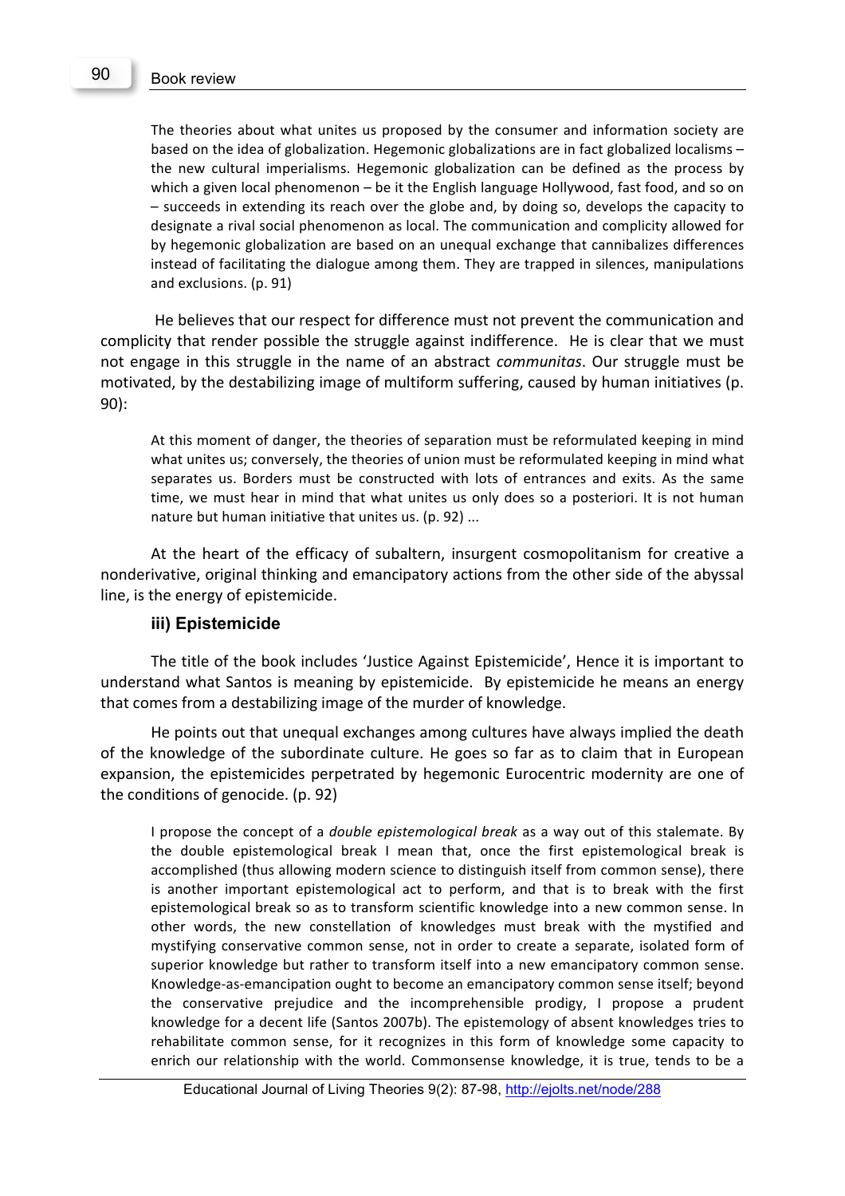> The theories about what unites us proposed by the consumer and information society are based on the idea of globalization. Hegemonic globalizations are in fact globalized localisms – the new cultural imperialisms. Hegemonic globalization can be defined as the process by which a given local phenomenon – be it the English language Hollywood, fast food, and so on – succeeds in extending its reach over the globe and, by doing so, develops the capacity to designate a rival social phenomenon as local. The communication and complicity allowed for by hegemonic globalization are based on an unequal exchange that cannibalizes differences instead of facilitating the dialogue among them. They are trapped in silences, manipulations and exclusions. (p. 91)

He believes that our respect for difference must not prevent the communication and complicity that render possible the struggle against indifference. He is clear that we must not engage in this struggle in the name of an abstract *communitas*. Our struggle must be motivated, by the destabilizing image of multiform suffering, caused by human initiatives (p. 90):

> At this moment of danger, the theories of separation must be reformulated keeping in mind what unites us; conversely, the theories of union must be reformulated keeping in mind what separates us. Borders must be constructed with lots of entrances and exits. As the same time, we must hear in mind that what unites us only does so a posteriori. It is not human nature but human initiative that unites us. (p. 92) ...

At the heart of the efficacy of subaltern, insurgent cosmopolitanism for creative a nonderivative, original thinking and emancipatory actions from the other side of the abyssal line, is the energy of epistemicide.

### iii) Epistemicide

The title of the book includes 'Justice Against Epistemicide', Hence it is important to understand what Santos is meaning by epistemicide. By epistemicide he means an energy that comes from a destabilizing image of the murder of knowledge.

He points out that unequal exchanges among cultures have always implied the death of the knowledge of the subordinate culture. He goes so far as to claim that in European expansion, the epistemicides perpetrated by hegemonic Eurocentric modernity are one of the conditions of genocide. (p. 92)

> I propose the concept of a *double epistemological break* as a way out of this stalemate. By the double epistemological break I mean that, once the first epistemological break is accomplished (thus allowing modern science to distinguish itself from common sense), there is another important epistemological act to perform, and that is to break with the first epistemological break so as to transform scientific knowledge into a new common sense. In other words, the new constellation of knowledges must break with the mystified and mystifying conservative common sense, not in order to create a separate, isolated form of superior knowledge but rather to transform itself into a new emancipatory common sense. Knowledge-as-emancipation ought to become an emancipatory common sense itself; beyond the conservative prejudice and the incomprehensible prodigy, I propose a prudent knowledge for a decent life (Santos 2007b). The epistemology of absent knowledges tries to rehabilitate common sense, for it recognizes in this form of knowledge some capacity to enrich our relationship with the world. Commonsense knowledge, it is true, tends to be a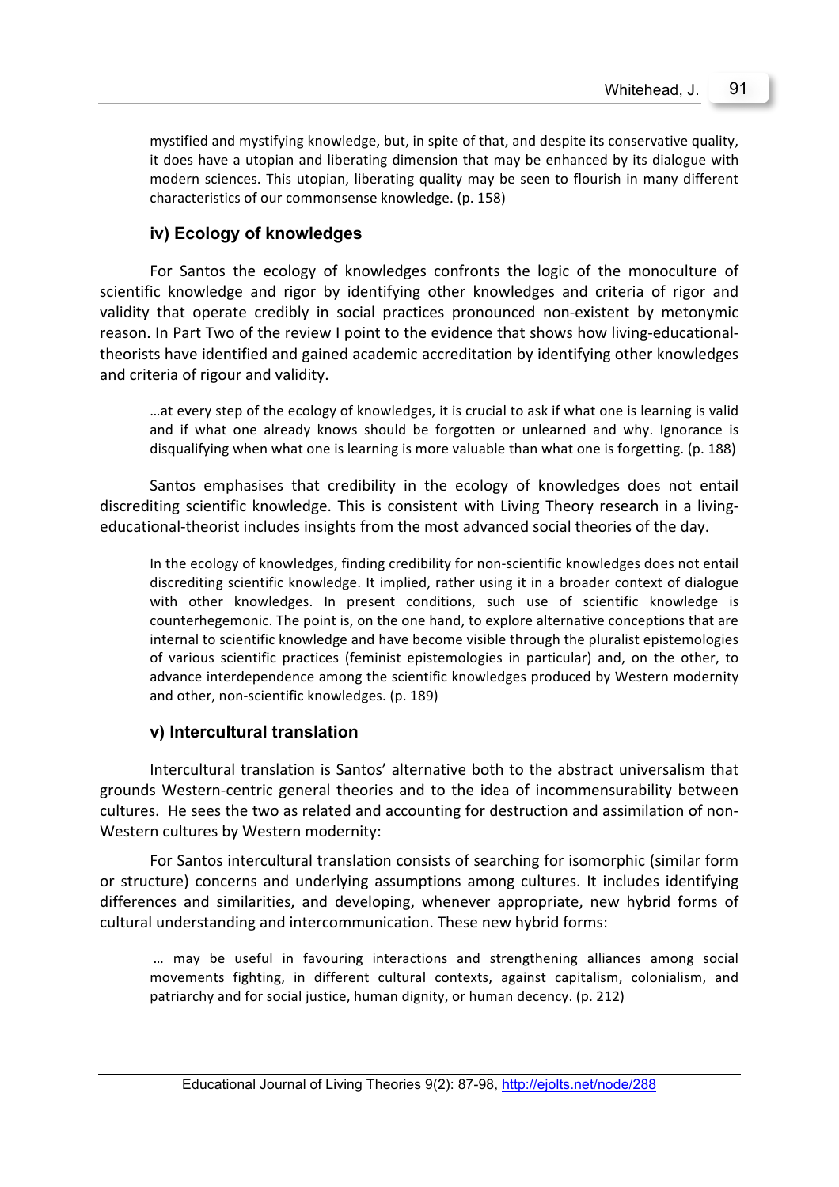> mystified and mystifying knowledge, but, in spite of that, and despite its conservative quality, it does have a utopian and liberating dimension that may be enhanced by its dialogue with modern sciences. This utopian, liberating quality may be seen to flourish in many different characteristics of our commonsense knowledge. (p. 158)

### iv) Ecology of knowledges

For Santos the ecology of knowledges confronts the logic of the monoculture of scientific knowledge and rigor by identifying other knowledges and criteria of rigor and validity that operate credibly in social practices pronounced non-existent by metonymic reason. In Part Two of the review I point to the evidence that shows how living-educational-theorists have identified and gained academic accreditation by identifying other knowledges and criteria of rigour and validity.

> …at every step of the ecology of knowledges, it is crucial to ask if what one is learning is valid and if what one already knows should be forgotten or unlearned and why. Ignorance is disqualifying when what one is learning is more valuable than what one is forgetting. (p. 188)

Santos emphasises that credibility in the ecology of knowledges does not entail discrediting scientific knowledge. This is consistent with Living Theory research in a living-educational-theorist includes insights from the most advanced social theories of the day.

> In the ecology of knowledges, finding credibility for non-scientific knowledges does not entail discrediting scientific knowledge. It implied, rather using it in a broader context of dialogue with other knowledges. In present conditions, such use of scientific knowledge is counterhegemonic. The point is, on the one hand, to explore alternative conceptions that are internal to scientific knowledge and have become visible through the pluralist epistemologies of various scientific practices (feminist epistemologies in particular) and, on the other, to advance interdependence among the scientific knowledges produced by Western modernity and other, non-scientific knowledges. (p. 189)

### v) Intercultural translation

Intercultural translation is Santos' alternative both to the abstract universalism that grounds Western-centric general theories and to the idea of incommensurability between cultures. He sees the two as related and accounting for destruction and assimilation of non-Western cultures by Western modernity:

For Santos intercultural translation consists of searching for isomorphic (similar form or structure) concerns and underlying assumptions among cultures. It includes identifying differences and similarities, and developing, whenever appropriate, new hybrid forms of cultural understanding and intercommunication. These new hybrid forms:

> … may be useful in favouring interactions and strengthening alliances among social movements fighting, in different cultural contexts, against capitalism, colonialism, and patriarchy and for social justice, human dignity, or human decency. (p. 212)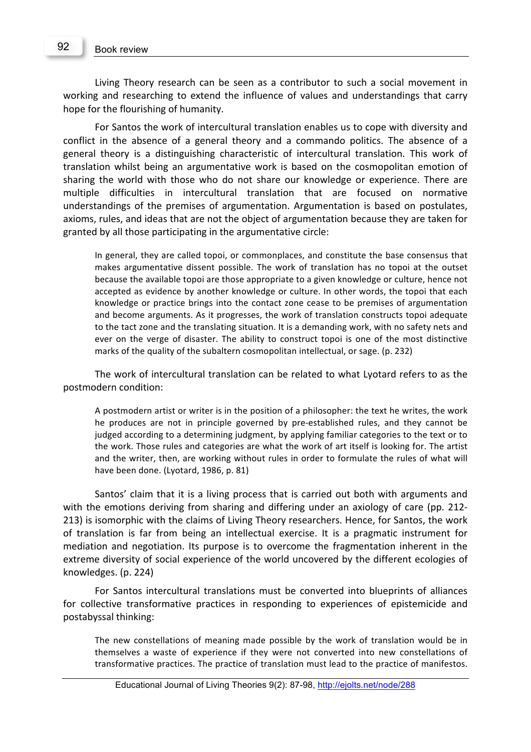Living Theory research can be seen as a contributor to such a social movement in working and researching to extend the influence of values and understandings that carry hope for the flourishing of humanity.

For Santos the work of intercultural translation enables us to cope with diversity and conflict in the absence of a general theory and a commando politics. The absence of a general theory is a distinguishing characteristic of intercultural translation. This work of translation whilst being an argumentative work is based on the cosmopolitan emotion of sharing the world with those who do not share our knowledge or experience. There are multiple difficulties in intercultural translation that are focused on normative understandings of the premises of argumentation. Argumentation is based on postulates, axioms, rules, and ideas that are not the object of argumentation because they are taken for granted by all those participating in the argumentative circle:

> In general, they are called topoi, or commonplaces, and constitute the base consensus that makes argumentative dissent possible. The work of translation has no topoi at the outset because the available topoi are those appropriate to a given knowledge or culture, hence not accepted as evidence by another knowledge or culture. In other words, the topoi that each knowledge or practice brings into the contact zone cease to be premises of argumentation and become arguments. As it progresses, the work of translation constructs topoi adequate to the tact zone and the translating situation. It is a demanding work, with no safety nets and ever on the verge of disaster. The ability to construct topoi is one of the most distinctive marks of the quality of the subaltern cosmopolitan intellectual, or sage. (p. 232)

The work of intercultural translation can be related to what Lyotard refers to as the postmodern condition:

> A postmodern artist or writer is in the position of a philosopher: the text he writes, the work he produces are not in principle governed by pre-established rules, and they cannot be judged according to a determining judgment, by applying familiar categories to the text or to the work. Those rules and categories are what the work of art itself is looking for. The artist and the writer, then, are working without rules in order to formulate the rules of what will have been done. (Lyotard, 1986, p. 81)

Santos' claim that it is a living process that is carried out both with arguments and with the emotions deriving from sharing and differing under an axiology of care (pp. 212-213) is isomorphic with the claims of Living Theory researchers. Hence, for Santos, the work of translation is far from being an intellectual exercise. It is a pragmatic instrument for mediation and negotiation. Its purpose is to overcome the fragmentation inherent in the extreme diversity of social experience of the world uncovered by the different ecologies of knowledges. (p. 224)

For Santos intercultural translations must be converted into blueprints of alliances for collective transformative practices in responding to experiences of epistemicide and postabyssal thinking:

> The new constellations of meaning made possible by the work of translation would be in themselves a waste of experience if they were not converted into new constellations of transformative practices. The practice of translation must lead to the practice of manifestos.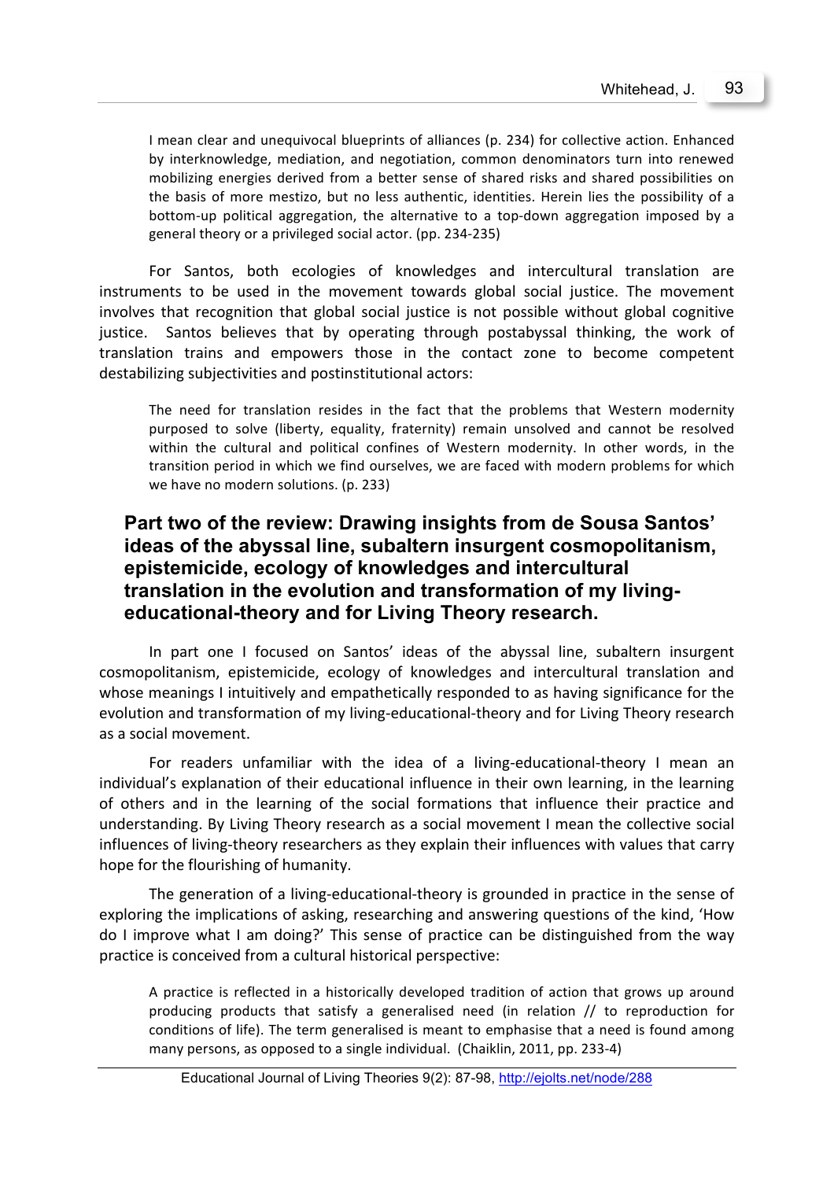> I mean clear and unequivocal blueprints of alliances (p. 234) for collective action. Enhanced by interknowledge, mediation, and negotiation, common denominators turn into renewed mobilizing energies derived from a better sense of shared risks and shared possibilities on the basis of more mestizo, but no less authentic, identities. Herein lies the possibility of a bottom-up political aggregation, the alternative to a top-down aggregation imposed by a general theory or a privileged social actor. (pp. 234-235)

For Santos, both ecologies of knowledges and intercultural translation are instruments to be used in the movement towards global social justice. The movement involves that recognition that global social justice is not possible without global cognitive justice. Santos believes that by operating through postabyssal thinking, the work of translation trains and empowers those in the contact zone to become competent destabilizing subjectivities and postinstitutional actors:

> The need for translation resides in the fact that the problems that Western modernity purposed to solve (liberty, equality, fraternity) remain unsolved and cannot be resolved within the cultural and political confines of Western modernity. In other words, in the transition period in which we find ourselves, we are faced with modern problems for which we have no modern solutions. (p. 233)

## Part two of the review: Drawing insights from de Sousa Santos' ideas of the abyssal line, subaltern insurgent cosmopolitanism, epistemicide, ecology of knowledges and intercultural translation in the evolution and transformation of my living-educational-theory and for Living Theory research.

In part one I focused on Santos' ideas of the abyssal line, subaltern insurgent cosmopolitanism, epistemicide, ecology of knowledges and intercultural translation and whose meanings I intuitively and empathetically responded to as having significance for the evolution and transformation of my living-educational-theory and for Living Theory research as a social movement.

For readers unfamiliar with the idea of a living-educational-theory I mean an individual's explanation of their educational influence in their own learning, in the learning of others and in the learning of the social formations that influence their practice and understanding. By Living Theory research as a social movement I mean the collective social influences of living-theory researchers as they explain their influences with values that carry hope for the flourishing of humanity.

The generation of a living-educational-theory is grounded in practice in the sense of exploring the implications of asking, researching and answering questions of the kind, 'How do I improve what I am doing?' This sense of practice can be distinguished from the way practice is conceived from a cultural historical perspective:

> A practice is reflected in a historically developed tradition of action that grows up around producing products that satisfy a generalised need (in relation // to reproduction for conditions of life). The term generalised is meant to emphasise that a need is found among many persons, as opposed to a single individual. (Chaiklin, 2011, pp. 233-4)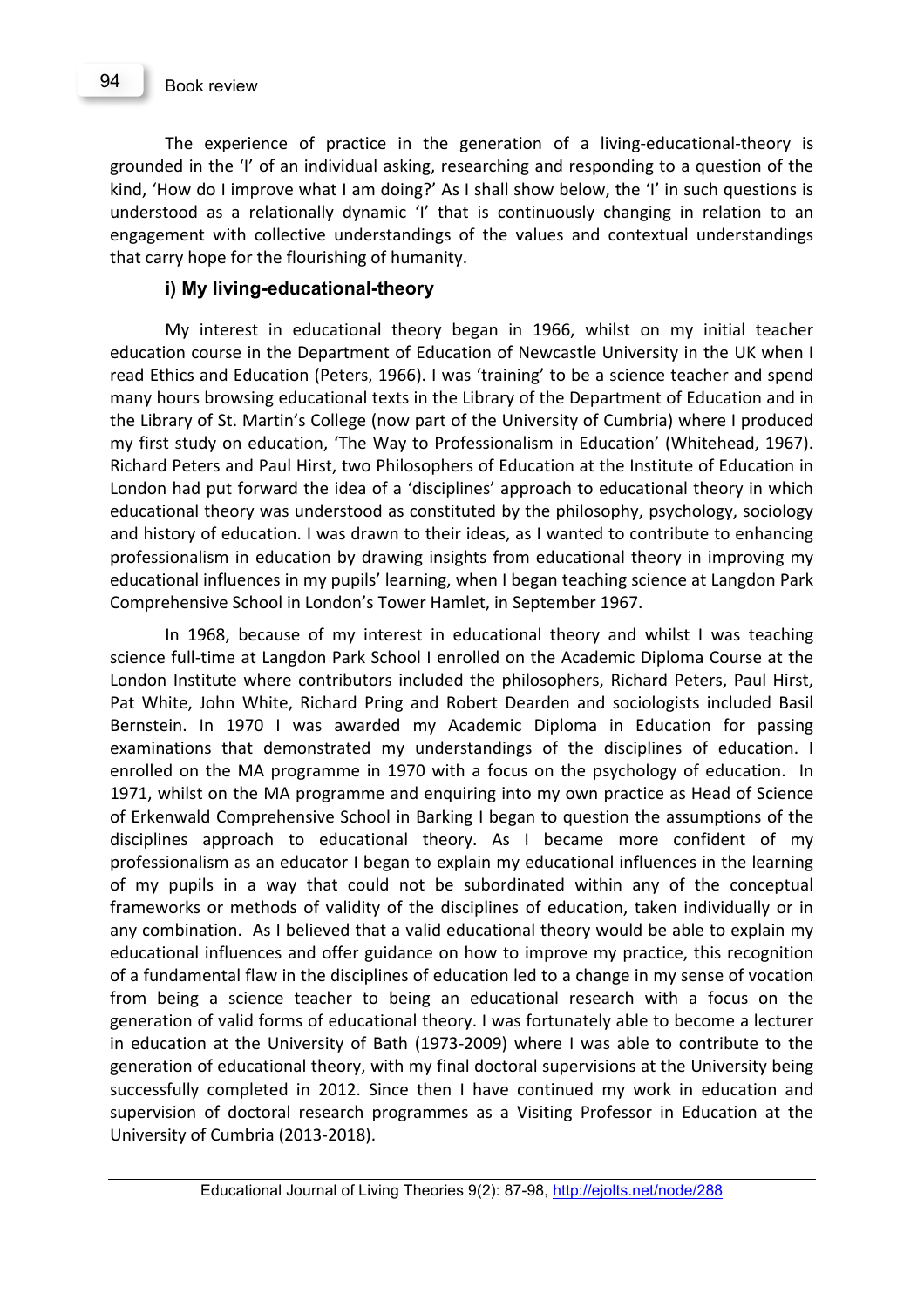The experience of practice in the generation of a living-educational-theory is grounded in the 'I' of an individual asking, researching and responding to a question of the kind, 'How do I improve what I am doing?' As I shall show below, the 'I' in such questions is understood as a relationally dynamic 'I' that is continuously changing in relation to an engagement with collective understandings of the values and contextual understandings that carry hope for the flourishing of humanity.

### i) My living-educational-theory

My interest in educational theory began in 1966, whilst on my initial teacher education course in the Department of Education of Newcastle University in the UK when I read Ethics and Education (Peters, 1966). I was 'training' to be a science teacher and spend many hours browsing educational texts in the Library of the Department of Education and in the Library of St. Martin's College (now part of the University of Cumbria) where I produced my first study on education, 'The Way to Professionalism in Education' (Whitehead, 1967). Richard Peters and Paul Hirst, two Philosophers of Education at the Institute of Education in London had put forward the idea of a 'disciplines' approach to educational theory in which educational theory was understood as constituted by the philosophy, psychology, sociology and history of education. I was drawn to their ideas, as I wanted to contribute to enhancing professionalism in education by drawing insights from educational theory in improving my educational influences in my pupils' learning, when I began teaching science at Langdon Park Comprehensive School in London's Tower Hamlet, in September 1967.

In 1968, because of my interest in educational theory and whilst I was teaching science full-time at Langdon Park School I enrolled on the Academic Diploma Course at the London Institute where contributors included the philosophers, Richard Peters, Paul Hirst, Pat White, John White, Richard Pring and Robert Dearden and sociologists included Basil Bernstein. In 1970 I was awarded my Academic Diploma in Education for passing examinations that demonstrated my understandings of the disciplines of education. I enrolled on the MA programme in 1970 with a focus on the psychology of education. In 1971, whilst on the MA programme and enquiring into my own practice as Head of Science of Erkenwald Comprehensive School in Barking I began to question the assumptions of the disciplines approach to educational theory. As I became more confident of my professionalism as an educator I began to explain my educational influences in the learning of my pupils in a way that could not be subordinated within any of the conceptual frameworks or methods of validity of the disciplines of education, taken individually or in any combination. As I believed that a valid educational theory would be able to explain my educational influences and offer guidance on how to improve my practice, this recognition of a fundamental flaw in the disciplines of education led to a change in my sense of vocation from being a science teacher to being an educational research with a focus on the generation of valid forms of educational theory. I was fortunately able to become a lecturer in education at the University of Bath (1973-2009) where I was able to contribute to the generation of educational theory, with my final doctoral supervisions at the University being successfully completed in 2012. Since then I have continued my work in education and supervision of doctoral research programmes as a Visiting Professor in Education at the University of Cumbria (2013-2018).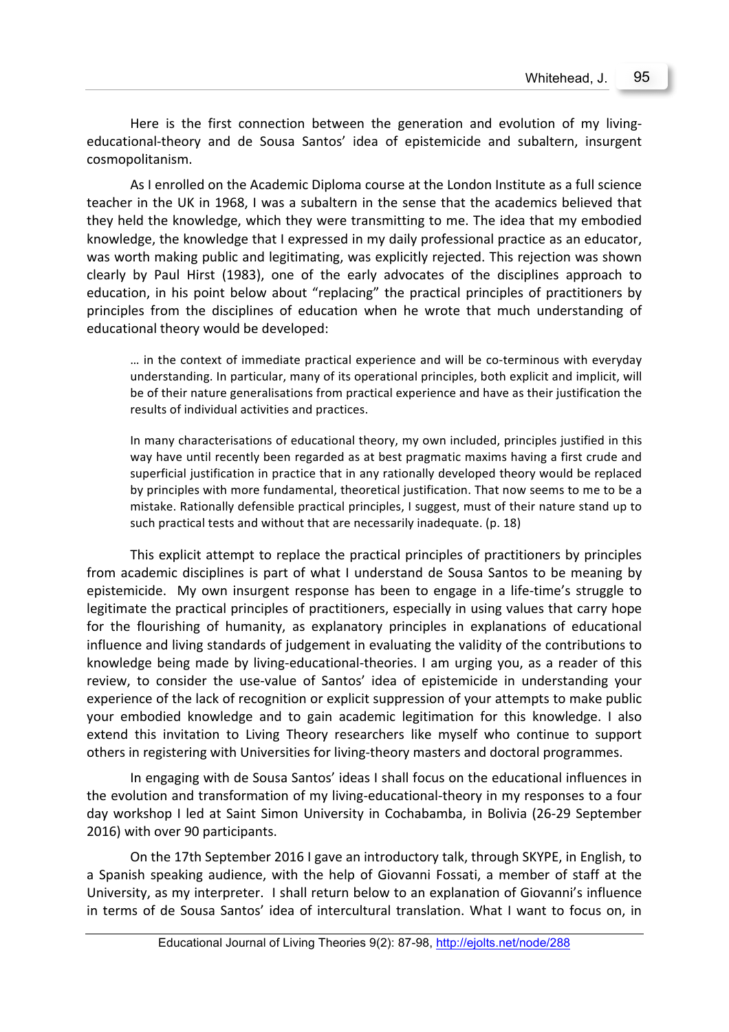Here is the first connection between the generation and evolution of my living-educational-theory and de Sousa Santos' idea of epistemicide and subaltern, insurgent cosmopolitanism.

As I enrolled on the Academic Diploma course at the London Institute as a full science teacher in the UK in 1968, I was a subaltern in the sense that the academics believed that they held the knowledge, which they were transmitting to me. The idea that my embodied knowledge, the knowledge that I expressed in my daily professional practice as an educator, was worth making public and legitimating, was explicitly rejected. This rejection was shown clearly by Paul Hirst (1983), one of the early advocates of the disciplines approach to education, in his point below about "replacing" the practical principles of practitioners by principles from the disciplines of education when he wrote that much understanding of educational theory would be developed:

> … in the context of immediate practical experience and will be co-terminous with everyday understanding. In particular, many of its operational principles, both explicit and implicit, will be of their nature generalisations from practical experience and have as their justification the results of individual activities and practices.
>
> In many characterisations of educational theory, my own included, principles justified in this way have until recently been regarded as at best pragmatic maxims having a first crude and superficial justification in practice that in any rationally developed theory would be replaced by principles with more fundamental, theoretical justification. That now seems to me to be a mistake. Rationally defensible practical principles, I suggest, must of their nature stand up to such practical tests and without that are necessarily inadequate. (p. 18)

This explicit attempt to replace the practical principles of practitioners by principles from academic disciplines is part of what I understand de Sousa Santos to be meaning by epistemicide. My own insurgent response has been to engage in a life-time's struggle to legitimate the practical principles of practitioners, especially in using values that carry hope for the flourishing of humanity, as explanatory principles in explanations of educational influence and living standards of judgement in evaluating the validity of the contributions to knowledge being made by living-educational-theories. I am urging you, as a reader of this review, to consider the use-value of Santos' idea of epistemicide in understanding your experience of the lack of recognition or explicit suppression of your attempts to make public your embodied knowledge and to gain academic legitimation for this knowledge. I also extend this invitation to Living Theory researchers like myself who continue to support others in registering with Universities for living-theory masters and doctoral programmes.

In engaging with de Sousa Santos' ideas I shall focus on the educational influences in the evolution and transformation of my living-educational-theory in my responses to a four day workshop I led at Saint Simon University in Cochabamba, in Bolivia (26-29 September 2016) with over 90 participants.

On the 17th September 2016 I gave an introductory talk, through SKYPE, in English, to a Spanish speaking audience, with the help of Giovanni Fossati, a member of staff at the University, as my interpreter. I shall return below to an explanation of Giovanni's influence in terms of de Sousa Santos' idea of intercultural translation. What I want to focus on, in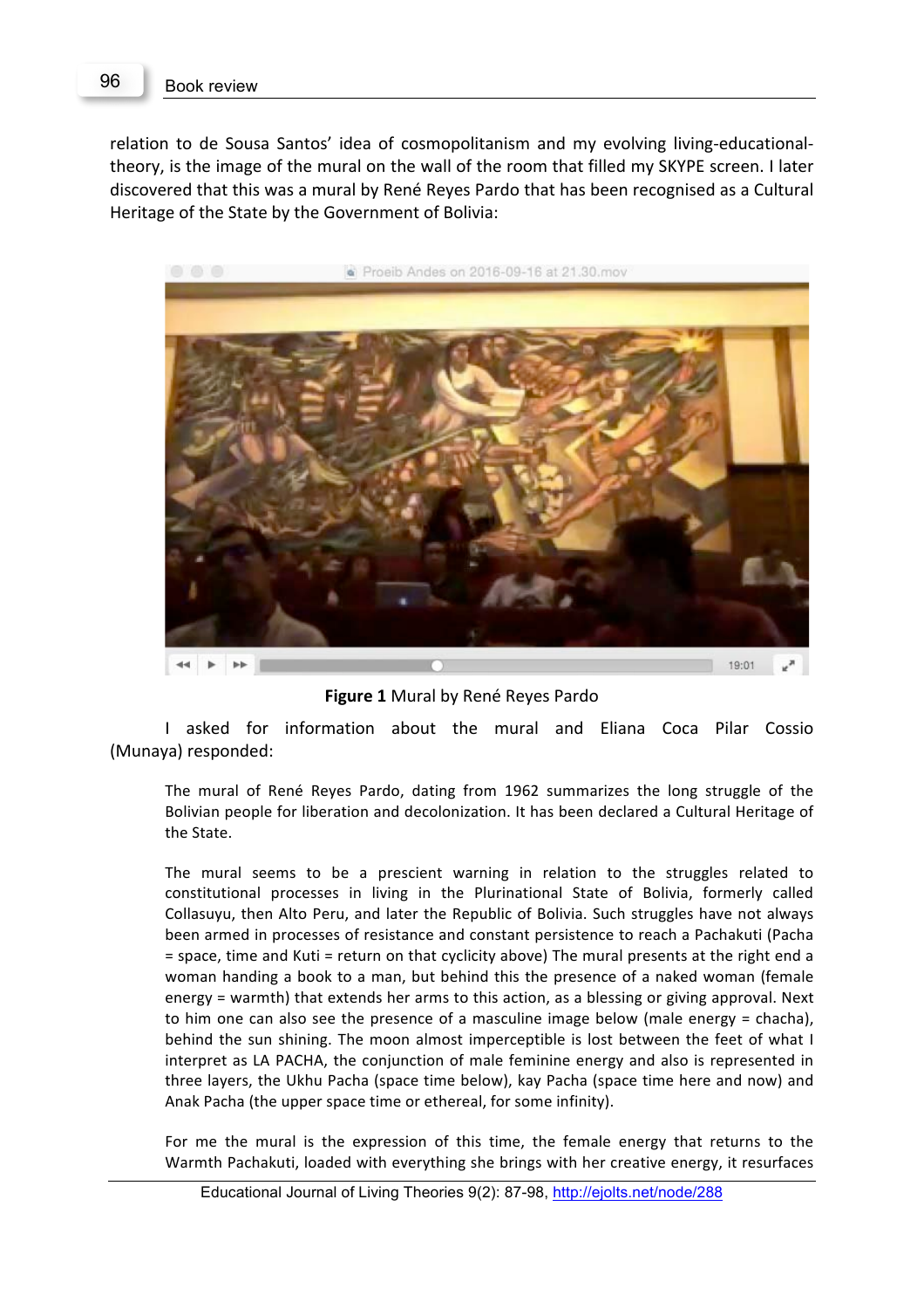relation to de Sousa Santos' idea of cosmopolitanism and my evolving living-educational-theory, is the image of the mural on the wall of the room that filled my SKYPE screen. I later discovered that this was a mural by René Reyes Pardo that has been recognised as a Cultural Heritage of the State by the Government of Bolivia:

**Figure 1** Mural by René Reyes Pardo

I asked for information about the mural and Eliana Coca Pilar Cossio (Munaya) responded:

> The mural of René Reyes Pardo, dating from 1962 summarizes the long struggle of the Bolivian people for liberation and decolonization. It has been declared a Cultural Heritage of the State.
>
> The mural seems to be a prescient warning in relation to the struggles related to constitutional processes in living in the Plurinational State of Bolivia, formerly called Collasuyu, then Alto Peru, and later the Republic of Bolivia. Such struggles have not always been armed in processes of resistance and constant persistence to reach a Pachakuti (Pacha = space, time and Kuti = return on that cyclicity above) The mural presents at the right end a woman handing a book to a man, but behind this the presence of a naked woman (female energy = warmth) that extends her arms to this action, as a blessing or giving approval. Next to him one can also see the presence of a masculine image below (male energy = chacha), behind the sun shining. The moon almost imperceptible is lost between the feet of what I interpret as LA PACHA, the conjunction of male feminine energy and also is represented in three layers, the Ukhu Pacha (space time below), kay Pacha (space time here and now) and Anak Pacha (the upper space time or ethereal, for some infinity).
>
> For me the mural is the expression of this time, the female energy that returns to the Warmth Pachakuti, loaded with everything she brings with her creative energy, it resurfaces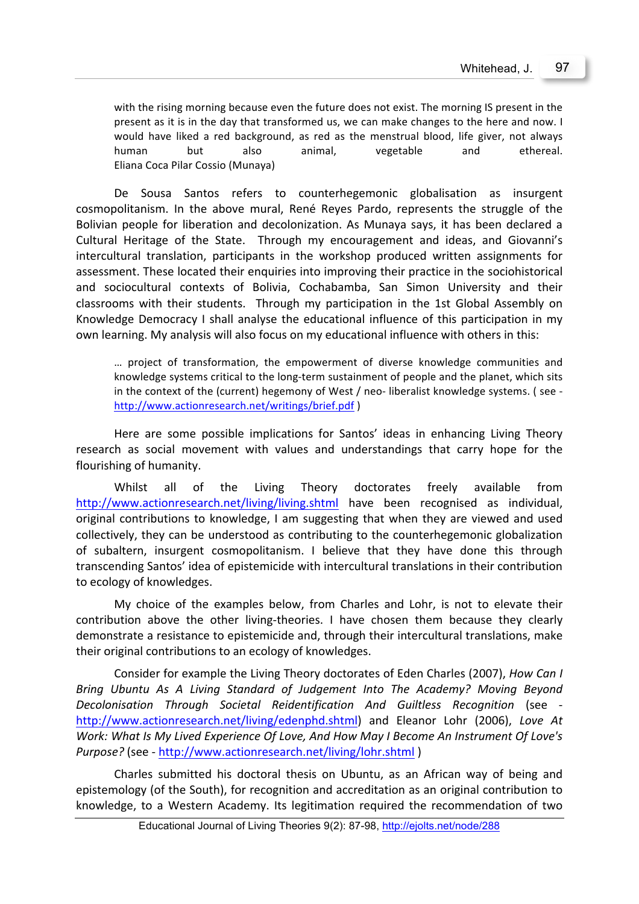> with the rising morning because even the future does not exist. The morning IS present in the present as it is in the day that transformed us, we can make changes to the here and now. I would have liked a red background, as red as the menstrual blood, life giver, not always human but also animal, vegetable and ethereal.
> Eliana Coca Pilar Cossio (Munaya)

De Sousa Santos refers to counterhegemonic globalisation as insurgent cosmopolitanism. In the above mural, René Reyes Pardo, represents the struggle of the Bolivian people for liberation and decolonization. As Munaya says, it has been declared a Cultural Heritage of the State. Through my encouragement and ideas, and Giovanni's intercultural translation, participants in the workshop produced written assignments for assessment. These located their enquiries into improving their practice in the sociohistorical and sociocultural contexts of Bolivia, Cochabamba, San Simon University and their classrooms with their students. Through my participation in the 1st Global Assembly on Knowledge Democracy I shall analyse the educational influence of this participation in my own learning. My analysis will also focus on my educational influence with others in this:

> … project of transformation, the empowerment of diverse knowledge communities and knowledge systems critical to the long-term sustainment of people and the planet, which sits in the context of the (current) hegemony of West / neo- liberalist knowledge systems. ( see - http://www.actionresearch.net/writings/brief.pdf )

Here are some possible implications for Santos' ideas in enhancing Living Theory research as social movement with values and understandings that carry hope for the flourishing of humanity.

Whilst all of the Living Theory doctorates freely available from http://www.actionresearch.net/living/living.shtml have been recognised as individual, original contributions to knowledge, I am suggesting that when they are viewed and used collectively, they can be understood as contributing to the counterhegemonic globalization of subaltern, insurgent cosmopolitanism. I believe that they have done this through transcending Santos' idea of epistemicide with intercultural translations in their contribution to ecology of knowledges.

My choice of the examples below, from Charles and Lohr, is not to elevate their contribution above the other living-theories. I have chosen them because they clearly demonstrate a resistance to epistemicide and, through their intercultural translations, make their original contributions to an ecology of knowledges.

Consider for example the Living Theory doctorates of Eden Charles (2007), *How Can I Bring Ubuntu As A Living Standard of Judgement Into The Academy? Moving Beyond Decolonisation Through Societal Reidentification And Guiltless Recognition* (see - http://www.actionresearch.net/living/edenphd.shtml) and Eleanor Lohr (2006), *Love At Work: What Is My Lived Experience Of Love, And How May I Become An Instrument Of Love's Purpose?* (see - http://www.actionresearch.net/living/lohr.shtml )

Charles submitted his doctoral thesis on Ubuntu, as an African way of being and epistemology (of the South), for recognition and accreditation as an original contribution to knowledge, to a Western Academy. Its legitimation required the recommendation of two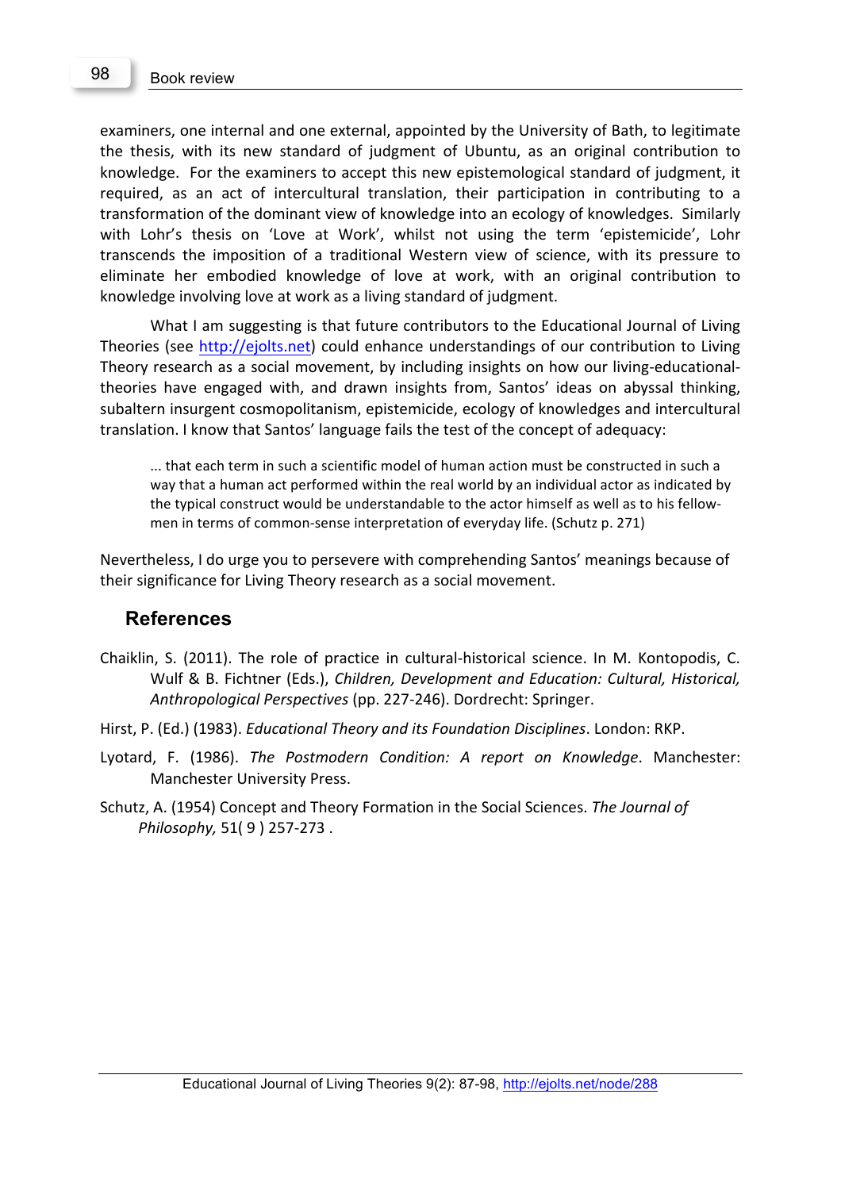examiners, one internal and one external, appointed by the University of Bath, to legitimate the thesis, with its new standard of judgment of Ubuntu, as an original contribution to knowledge. For the examiners to accept this new epistemological standard of judgment, it required, as an act of intercultural translation, their participation in contributing to a transformation of the dominant view of knowledge into an ecology of knowledges. Similarly with Lohr's thesis on 'Love at Work', whilst not using the term 'epistemicide', Lohr transcends the imposition of a traditional Western view of science, with its pressure to eliminate her embodied knowledge of love at work, with an original contribution to knowledge involving love at work as a living standard of judgment.

What I am suggesting is that future contributors to the Educational Journal of Living Theories (see http://ejolts.net) could enhance understandings of our contribution to Living Theory research as a social movement, by including insights on how our living-educational-theories have engaged with, and drawn insights from, Santos' ideas on abyssal thinking, subaltern insurgent cosmopolitanism, epistemicide, ecology of knowledges and intercultural translation. I know that Santos' language fails the test of the concept of adequacy:

> ... that each term in such a scientific model of human action must be constructed in such a way that a human act performed within the real world by an individual actor as indicated by the typical construct would be understandable to the actor himself as well as to his fellow-men in terms of common-sense interpretation of everyday life. (Schutz p. 271)

Nevertheless, I do urge you to persevere with comprehending Santos' meanings because of their significance for Living Theory research as a social movement.

## References

Chaiklin, S. (2011). The role of practice in cultural-historical science. In M. Kontopodis, C. Wulf & B. Fichtner (Eds.), *Children, Development and Education: Cultural, Historical, Anthropological Perspectives* (pp. 227-246). Dordrecht: Springer.

Hirst, P. (Ed.) (1983). *Educational Theory and its Foundation Disciplines*. London: RKP.

Lyotard, F. (1986). *The Postmodern Condition: A report on Knowledge*. Manchester: Manchester University Press.

Schutz, A. (1954) Concept and Theory Formation in the Social Sciences. *The Journal of Philosophy,* 51( 9 ) 257-273 .